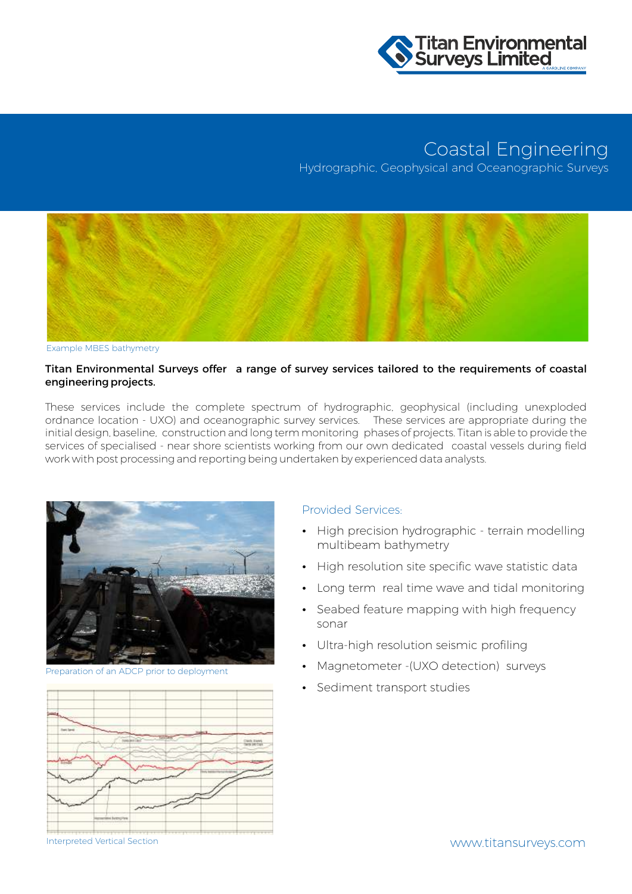Titan Environmental Surveys Limited

A GARDLINE COMPANY

# Coastal Engineering

## Hydrographic, Geophysical and Oceanographic Surveys

Example MBES bathymetry

**Titan Environmental Surveys offer a range of survey services tailored to the requirements of coastal engineering projects.**

These services include the complete spectrum of hydrographic, geophysical (including unexploded ordnance location - UXO) and oceanographic survey services. These services are appropriate during the initial design, baseline, construction and long term monitoring phases of projects. Titan is able to provide the services of specialised - near shore scientists working from our own dedicated coastal vessels during field work with post processing and reporting being undertaken by experienced data analysts.

Preparation of an ADCP prior to deployment

Interpreted Vertical Section

### Provided Services:

- High precision hydrographic - terrain modelling multibeam bathymetry
- High resolution site specific wave statistic data
- Long term real time wave and tidal monitoring
- Seabed feature mapping with high frequency sonar
- Ultra-high resolution seismic profiling
- Magnetometer -(UXO detection) surveys
- Sediment transport studies

www.titansurveys.com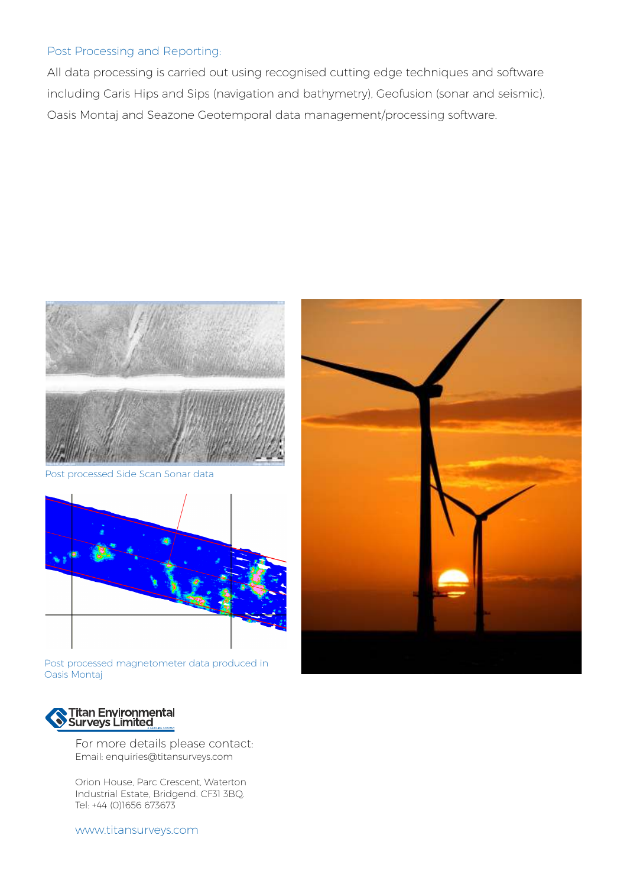## Post Processing and Reporting:

All data processing is carried out using recognised cutting edge techniques and software including Caris Hips and Sips (navigation and bathymetry), Geofusion (sonar and seismic), Oasis Montaj and Seazone Geotemporal data management/processing software.

Post processed Side Scan Sonar data

Post processed magnetometer data produced in Oasis Montaj

Titan Environmental Surveys Limited

For more details please contact:
Email: enquiries@titansurveys.com

Orion House, Parc Crescent, Waterton Industrial Estate, Bridgend. CF31 3BQ.
Tel: +44 (0)1656 673673

www.titansurveys.com